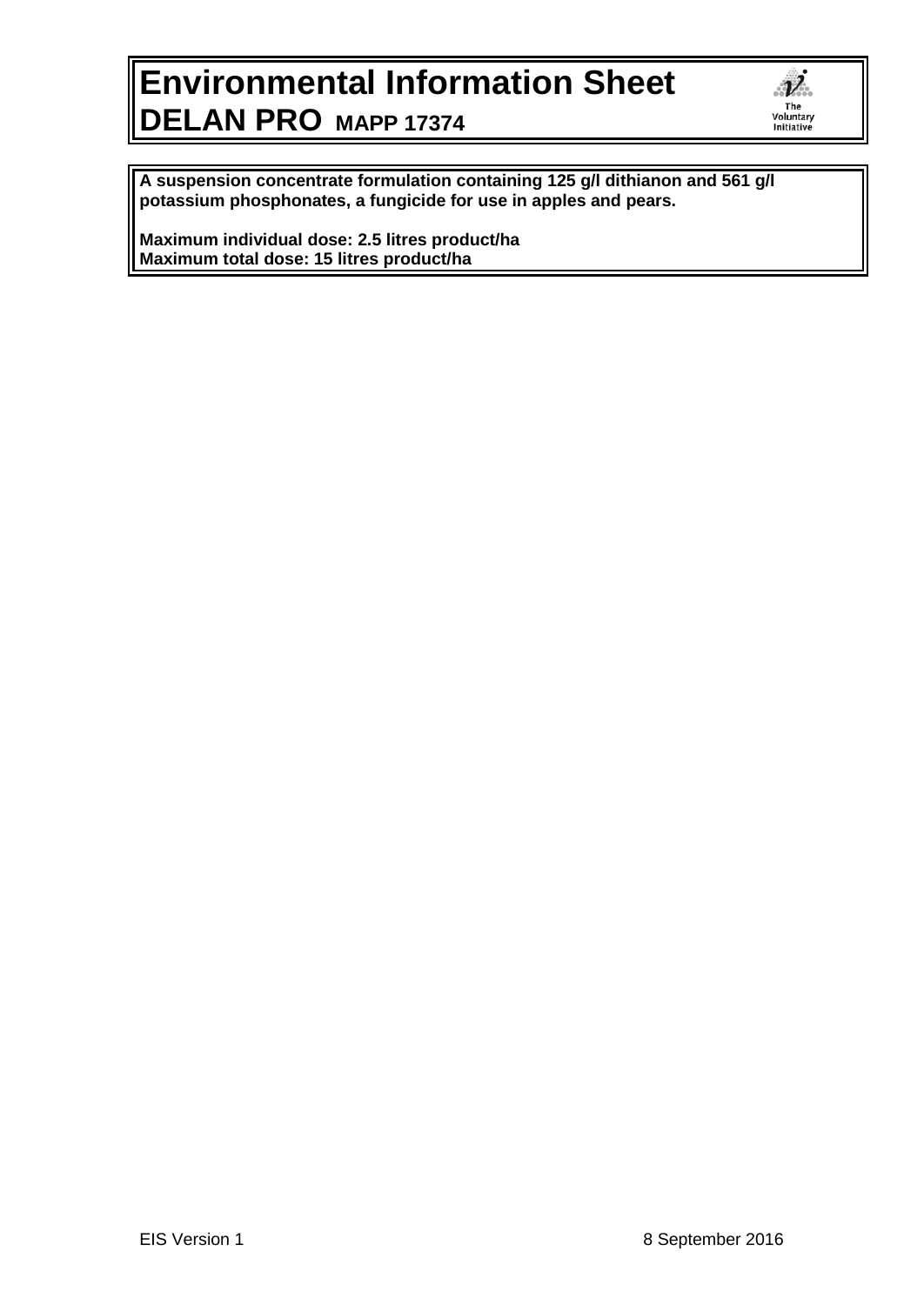# Environmental Information Sheet
## DELAN PRO MAPP 17374

**A suspension concentrate formulation containing 125 g/l dithianon and 561 g/l potassium phosphonates, a fungicide for use in apples and pears.**

**Maximum individual dose: 2.5 litres product/ha**
**Maximum total dose: 15 litres product/ha**

EIS Version 1 8 September 2016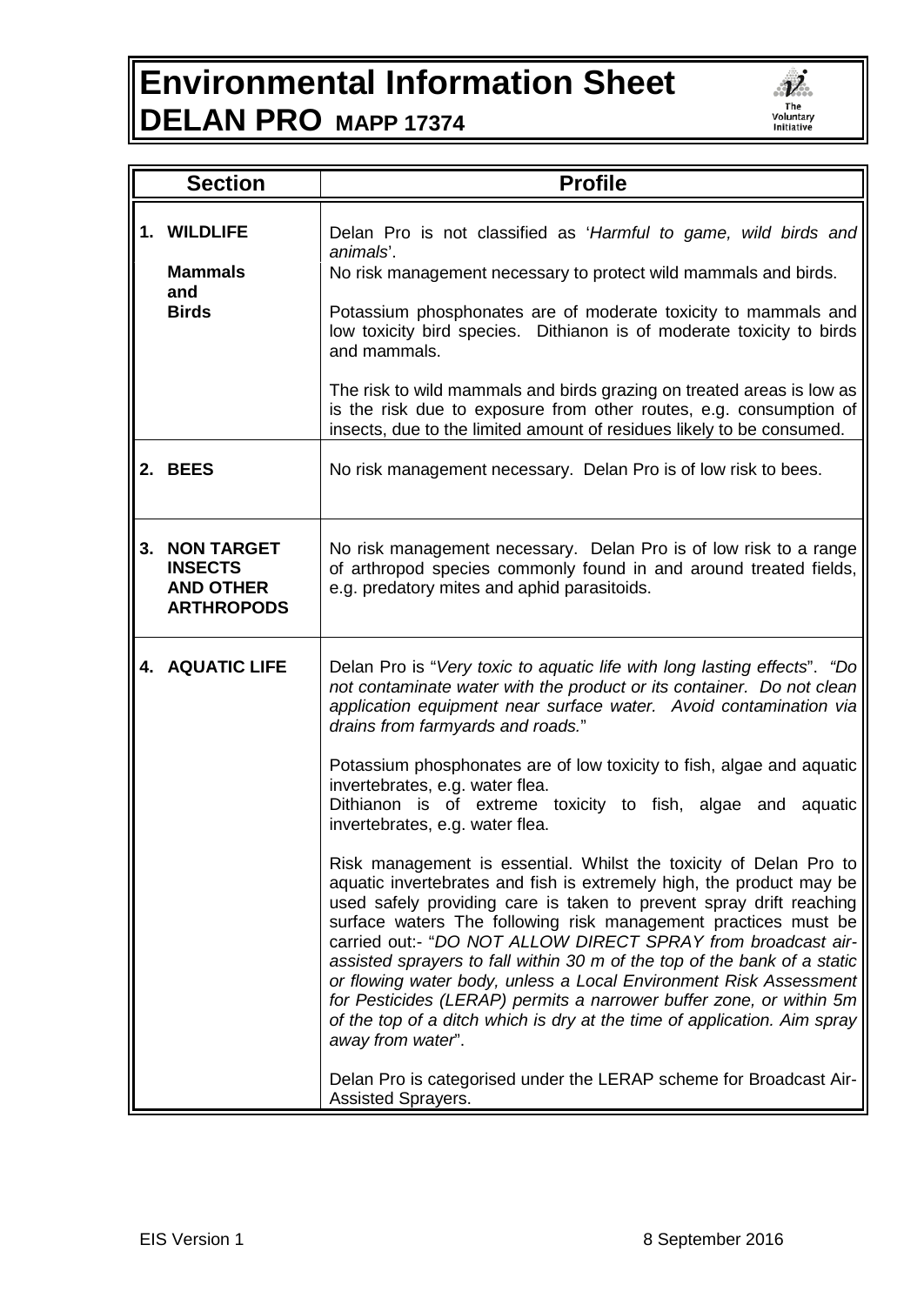# Environmental Information Sheet

## DELAN PRO MAPP 17374

| Section | Profile |
|---|---|
| **1. WILDLIFE**<br><br>**Mammals and Birds** | Delan Pro is not classified as '*Harmful to game, wild birds and animals*'.<br>No risk management necessary to protect wild mammals and birds.<br><br>Potassium phosphonates are of moderate toxicity to mammals and low toxicity bird species. Dithianon is of moderate toxicity to birds and mammals.<br><br>The risk to wild mammals and birds grazing on treated areas is low as is the risk due to exposure from other routes, e.g. consumption of insects, due to the limited amount of residues likely to be consumed. |
| **2. BEES** | No risk management necessary. Delan Pro is of low risk to bees. |
| **3. NON TARGET INSECTS AND OTHER ARTHROPODS** | No risk management necessary. Delan Pro is of low risk to a range of arthropod species commonly found in and around treated fields, e.g. predatory mites and aphid parasitoids. |
| **4. AQUATIC LIFE** | Delan Pro is "*Very toxic to aquatic life with long lasting effects*". "*Do not contaminate water with the product or its container. Do not clean application equipment near surface water. Avoid contamination via drains from farmyards and roads.*"<br><br>Potassium phosphonates are of low toxicity to fish, algae and aquatic invertebrates, e.g. water flea.<br>Dithianon is of extreme toxicity to fish, algae and aquatic invertebrates, e.g. water flea.<br><br>Risk management is essential. Whilst the toxicity of Delan Pro to aquatic invertebrates and fish is extremely high, the product may be used safely providing care is taken to prevent spray drift reaching surface waters The following risk management practices must be carried out:- "*DO NOT ALLOW DIRECT SPRAY from broadcast air-assisted sprayers to fall within 30 m of the top of the bank of a static or flowing water body, unless a Local Environment Risk Assessment for Pesticides (LERAP) permits a narrower buffer zone, or within 5m of the top of a ditch which is dry at the time of application. Aim spray away from water*".<br><br>Delan Pro is categorised under the LERAP scheme for Broadcast Air-Assisted Sprayers. |

EIS Version 1 — 8 September 2016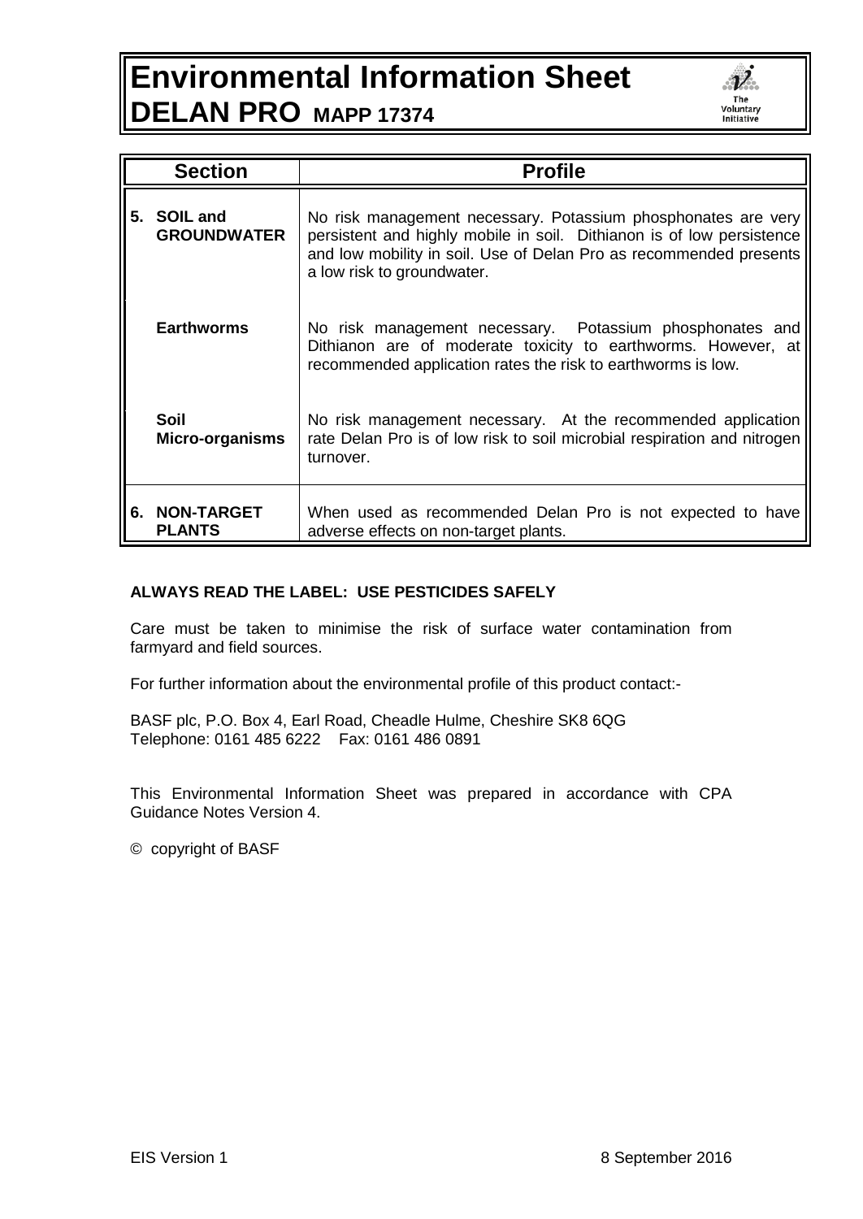# Environmental Information Sheet

## DELAN PRO MAPP 17374

| Section | Profile |
|---|---|
| **5. SOIL and GROUNDWATER** | No risk management necessary. Potassium phosphonates are very persistent and highly mobile in soil. Dithianon is of low persistence and low mobility in soil. Use of Delan Pro as recommended presents a low risk to groundwater. |
| **Earthworms** | No risk management necessary. Potassium phosphonates and Dithianon are of moderate toxicity to earthworms. However, at recommended application rates the risk to earthworms is low. |
| **Soil Micro-organisms** | No risk management necessary. At the recommended application rate Delan Pro is of low risk to soil microbial respiration and nitrogen turnover. |
| **6. NON-TARGET PLANTS** | When used as recommended Delan Pro is not expected to have adverse effects on non-target plants. |

**ALWAYS READ THE LABEL: USE PESTICIDES SAFELY**

Care must be taken to minimise the risk of surface water contamination from farmyard and field sources.

For further information about the environmental profile of this product contact:-

BASF plc, P.O. Box 4, Earl Road, Cheadle Hulme, Cheshire SK8 6QG
Telephone: 0161 485 6222 Fax: 0161 486 0891

This Environmental Information Sheet was prepared in accordance with CPA Guidance Notes Version 4.

© copyright of BASF

EIS Version 1 8 September 2016